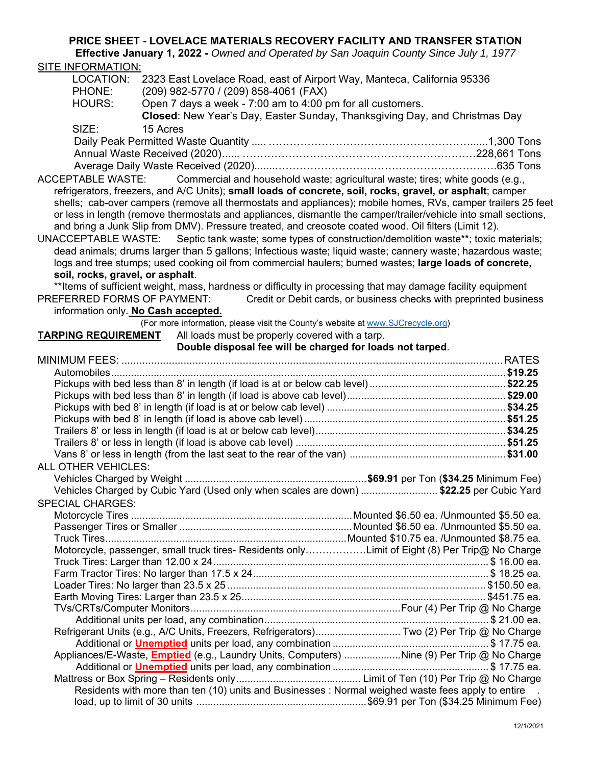# PRICE SHEET - LOVELACE MATERIALS RECOVERY FACILITY AND TRANSFER STATION

**Effective January 1, 2022 -** *Owned and Operated by San Joaquin County Since July 1, 1977*

## SITE INFORMATION:

LOCATION: 2323 East Lovelace Road, east of Airport Way, Manteca, California 95336

PHONE: (209) 982-5770 / (209) 858-4061 (FAX)

HOURS: Open 7 days a week - 7:00 am to 4:00 pm for all customers.
**Closed**: New Year's Day, Easter Sunday, Thanksgiving Day, and Christmas Day

SIZE: 15 Acres

| | |
|---|---|
| Daily Peak Permitted Waste Quantity | 1,300 Tons |
| Annual Waste Received (2020) | 228,661 Tons |
| Average Daily Waste Received (2020) | 635 Tons |

ACCEPTABLE WASTE: Commercial and household waste; agricultural waste; tires; white goods (e.g., refrigerators, freezers, and A/C Units); **small loads of concrete, soil, rocks, gravel, or asphalt**; camper shells; cab-over campers (remove all thermostats and appliances); mobile homes, RVs, camper trailers 25 feet or less in length (remove thermostats and appliances, dismantle the camper/trailer/vehicle into small sections, and bring a Junk Slip from DMV). Pressure treated, and creosote coated wood. Oil filters (Limit 12).

UNACCEPTABLE WASTE: Septic tank waste; some types of construction/demolition waste**; toxic materials; dead animals; drums larger than 5 gallons; Infectious waste; liquid waste; cannery waste; hazardous waste; logs and tree stumps; used cooking oil from commercial haulers; burned wastes; **large loads of concrete, soil, rocks, gravel, or asphalt**.

**Items of sufficient weight, mass, hardness or difficulty in processing that may damage facility equipment

PREFERRED FORMS OF PAYMENT: Credit or Debit cards, or business checks with preprinted business information only. **No Cash accepted.**

(For more information, please visit the County's website at www.SJCrecycle.org)

**TARPING REQUIREMENT** All loads must be properly covered with a tarp.
**Double disposal fee will be charged for loads not tarped**.

| MINIMUM FEES: | RATES |
|---|---|
| Automobiles | **$19.25** |
| Pickups with bed less than 8' in length (if load is at or below cab level) | **$22.25** |
| Pickups with bed less than 8' in length (if load is above cab level) | **$29.00** |
| Pickups with bed 8' in length (if load is at or below cab level) | **$34.25** |
| Pickups with bed 8' in length (if load is above cab level) | **$51.25** |
| Trailers 8' or less in length (if load is at or below cab level) | **$34.25** |
| Trailers 8' or less in length (if load is above cab level) | **$51.25** |
| Vans 8' or less in length (from the last seat to the rear of the van) | **$31.00** |
| **ALL OTHER VEHICLES:** | |
| Vehicles Charged by Weight | **$69.91** per Ton (**$34.25** Minimum Fee) |
| Vehicles Charged by Cubic Yard (Used only when scales are down) | **$22.25** per Cubic Yard |
| **SPECIAL CHARGES:** | |
| Motorcycle Tires | Mounted $6.50 ea. /Unmounted $5.50 ea. |
| Passenger Tires or Smaller | Mounted $6.50 ea. /Unmounted $5.50 ea. |
| Truck Tires | Mounted $10.75 ea. /Unmounted $8.75 ea. |
| Motorcycle, passenger, small truck tires- Residents only | Limit of Eight (8) Per Trip@ No Charge |
| Truck Tires: Larger than 12.00 x 24 | $ 16.00 ea. |
| Farm Tractor Tires: No larger than 17.5 x 24 | $ 18.25 ea. |
| Loader Tires: No larger than 23.5 x 25 | $150.50 ea. |
| Earth Moving Tires: Larger than 23.5 x 25 | $451.75 ea. |
| TVs/CRTs/Computer Monitors | Four (4) Per Trip @ No Charge |
| Additional units per load, any combination | $ 21.00 ea. |
| Refrigerant Units (e.g., A/C Units, Freezers, Refrigerators) | Two (2) Per Trip @ No Charge |
| Additional or **Unemptied** units per load, any combination | $ 17.75 ea. |
| Appliances/E-Waste, **Emptied** (e.g., Laundry Units, Computers) | Nine (9) Per Trip @ No Charge |
| Additional or **Unemptied** units per load, any combination | $ 17.75 ea. |
| Mattress or Box Spring – Residents only | Limit of Ten (10) Per Trip @ No Charge |
| Residents with more than ten (10) units and Businesses : Normal weighed waste fees apply to entire load, up to limit of 30 units | $69.91 per Ton ($34.25 Minimum Fee) |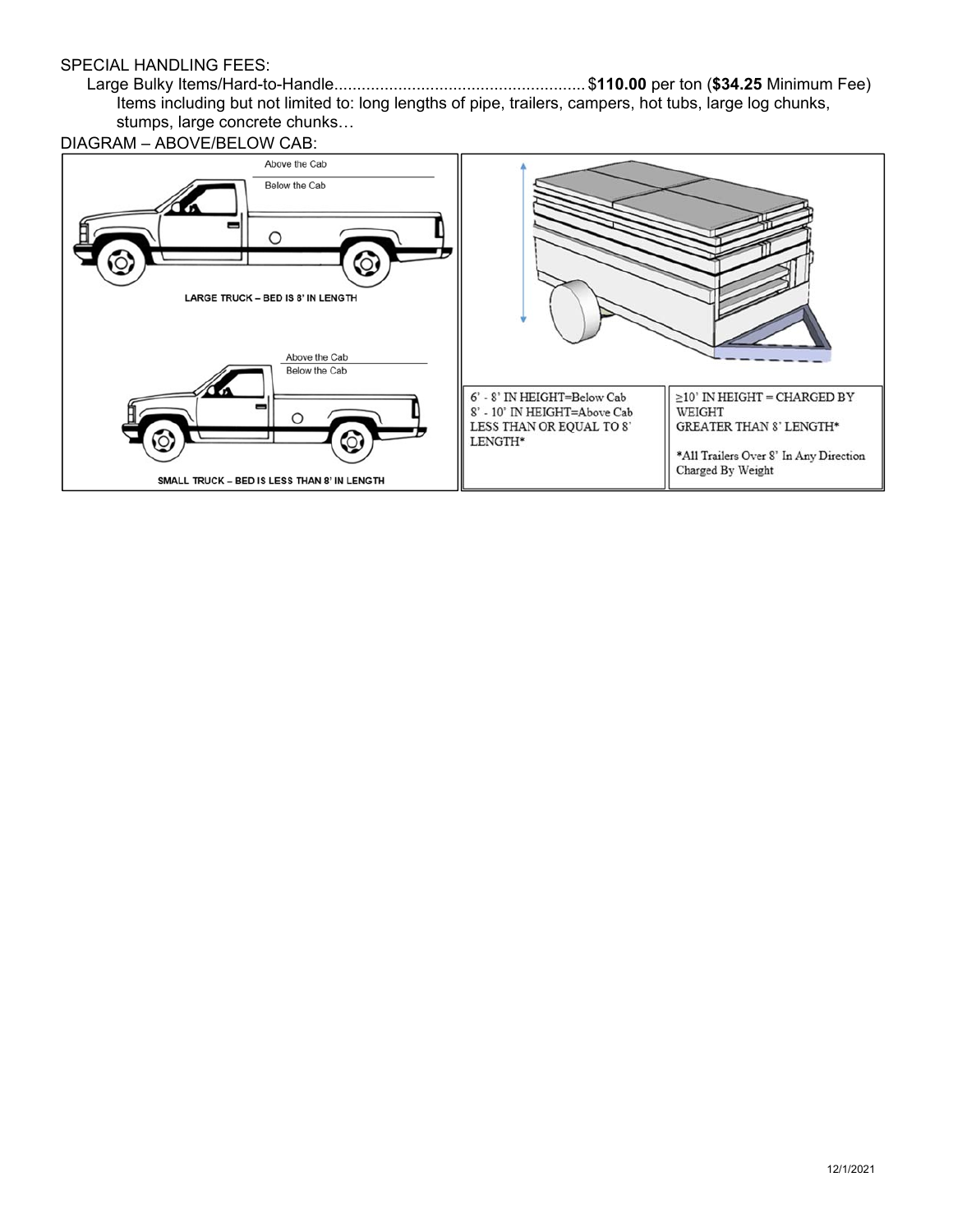SPECIAL HANDLING FEES:

Large Bulky Items/Hard-to-Handle...................................................... $**110.00** per ton (**$34.25** Minimum Fee)

Items including but not limited to: long lengths of pipe, trailers, campers, hot tubs, large log chunks, stumps, large concrete chunks…

DIAGRAM – ABOVE/BELOW CAB:

Above the Cab

Below the Cab

LARGE TRUCK – BED IS 8' IN LENGTH

Above the Cab

Below the Cab

SMALL TRUCK – BED IS LESS THAN 8' IN LENGTH

| | |
|---|---|
| 6' - 8' IN HEIGHT=Below Cab<br>8' - 10' IN HEIGHT=Above Cab<br>LESS THAN OR EQUAL TO 8' LENGTH* | ≥10' IN HEIGHT = CHARGED BY WEIGHT<br>GREATER THAN 8' LENGTH*<br><br>*All Trailers Over 8' In Any Direction Charged By Weight |

12/1/2021